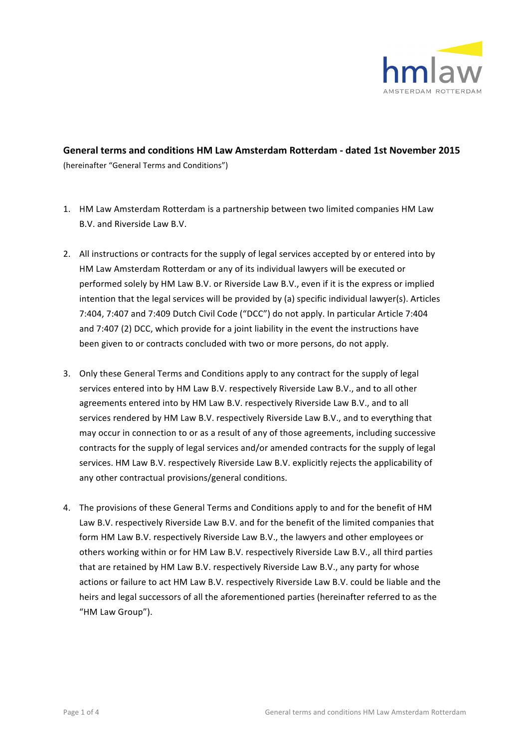hmlaw
AMSTERDAM ROTTERDAM

# General terms and conditions HM Law Amsterdam Rotterdam - dated 1st November 2015

(hereinafter "General Terms and Conditions")

1. HM Law Amsterdam Rotterdam is a partnership between two limited companies HM Law B.V. and Riverside Law B.V.

2. All instructions or contracts for the supply of legal services accepted by or entered into by HM Law Amsterdam Rotterdam or any of its individual lawyers will be executed or performed solely by HM Law B.V. or Riverside Law B.V., even if it is the express or implied intention that the legal services will be provided by (a) specific individual lawyer(s). Articles 7:404, 7:407 and 7:409 Dutch Civil Code ("DCC") do not apply. In particular Article 7:404 and 7:407 (2) DCC, which provide for a joint liability in the event the instructions have been given to or contracts concluded with two or more persons, do not apply.

3. Only these General Terms and Conditions apply to any contract for the supply of legal services entered into by HM Law B.V. respectively Riverside Law B.V., and to all other agreements entered into by HM Law B.V. respectively Riverside Law B.V., and to all services rendered by HM Law B.V. respectively Riverside Law B.V., and to everything that may occur in connection to or as a result of any of those agreements, including successive contracts for the supply of legal services and/or amended contracts for the supply of legal services. HM Law B.V. respectively Riverside Law B.V. explicitly rejects the applicability of any other contractual provisions/general conditions.

4. The provisions of these General Terms and Conditions apply to and for the benefit of HM Law B.V. respectively Riverside Law B.V. and for the benefit of the limited companies that form HM Law B.V. respectively Riverside Law B.V., the lawyers and other employees or others working within or for HM Law B.V. respectively Riverside Law B.V., all third parties that are retained by HM Law B.V. respectively Riverside Law B.V., any party for whose actions or failure to act HM Law B.V. respectively Riverside Law B.V. could be liable and the heirs and legal successors of all the aforementioned parties (hereinafter referred to as the "HM Law Group").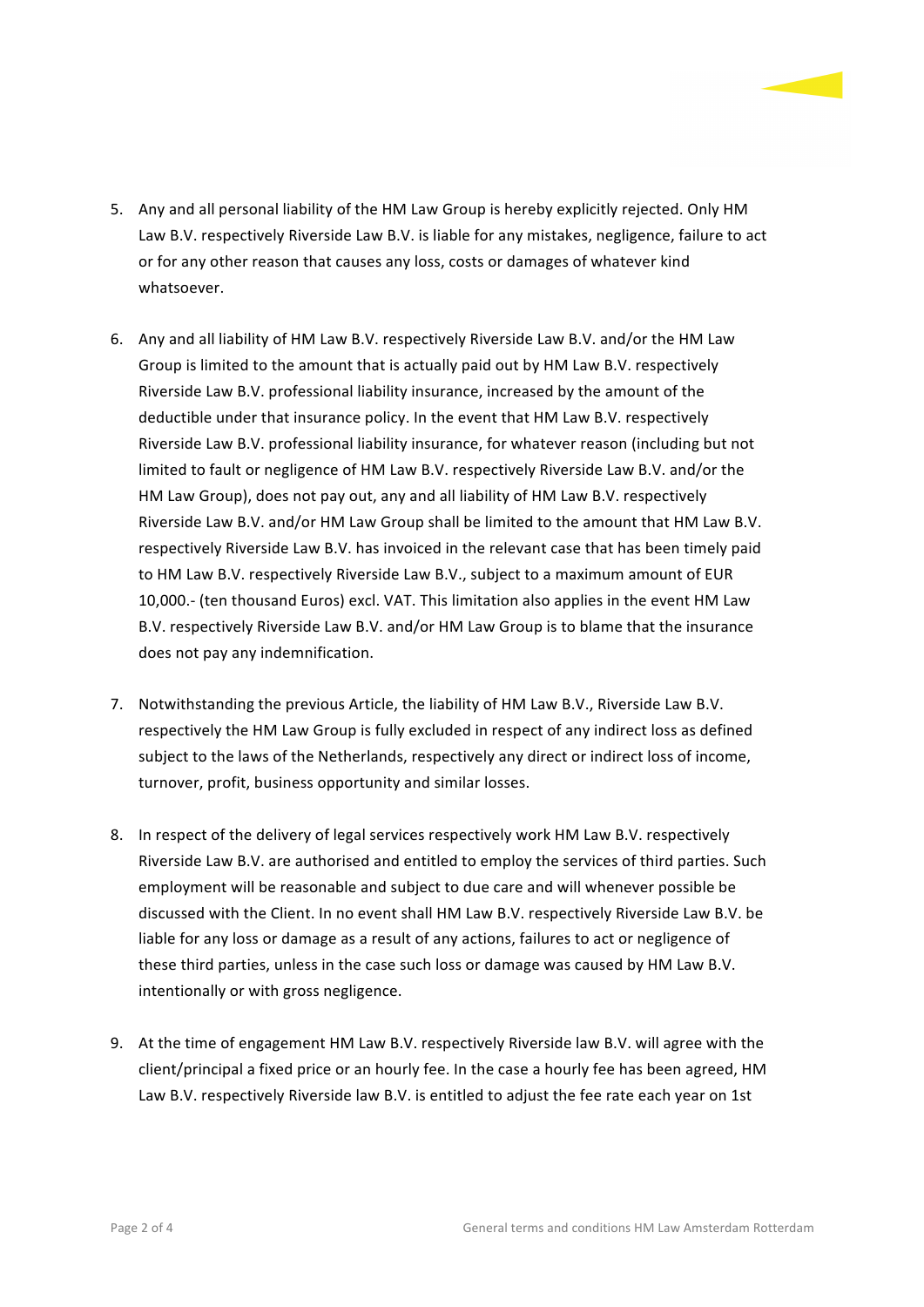5. Any and all personal liability of the HM Law Group is hereby explicitly rejected. Only HM Law B.V. respectively Riverside Law B.V. is liable for any mistakes, negligence, failure to act or for any other reason that causes any loss, costs or damages of whatever kind whatsoever.

6. Any and all liability of HM Law B.V. respectively Riverside Law B.V. and/or the HM Law Group is limited to the amount that is actually paid out by HM Law B.V. respectively Riverside Law B.V. professional liability insurance, increased by the amount of the deductible under that insurance policy. In the event that HM Law B.V. respectively Riverside Law B.V. professional liability insurance, for whatever reason (including but not limited to fault or negligence of HM Law B.V. respectively Riverside Law B.V. and/or the HM Law Group), does not pay out, any and all liability of HM Law B.V. respectively Riverside Law B.V. and/or HM Law Group shall be limited to the amount that HM Law B.V. respectively Riverside Law B.V. has invoiced in the relevant case that has been timely paid to HM Law B.V. respectively Riverside Law B.V., subject to a maximum amount of EUR 10,000.- (ten thousand Euros) excl. VAT. This limitation also applies in the event HM Law B.V. respectively Riverside Law B.V. and/or HM Law Group is to blame that the insurance does not pay any indemnification.

7. Notwithstanding the previous Article, the liability of HM Law B.V., Riverside Law B.V. respectively the HM Law Group is fully excluded in respect of any indirect loss as defined subject to the laws of the Netherlands, respectively any direct or indirect loss of income, turnover, profit, business opportunity and similar losses.

8. In respect of the delivery of legal services respectively work HM Law B.V. respectively Riverside Law B.V. are authorised and entitled to employ the services of third parties. Such employment will be reasonable and subject to due care and will whenever possible be discussed with the Client. In no event shall HM Law B.V. respectively Riverside Law B.V. be liable for any loss or damage as a result of any actions, failures to act or negligence of these third parties, unless in the case such loss or damage was caused by HM Law B.V. intentionally or with gross negligence.

9. At the time of engagement HM Law B.V. respectively Riverside law B.V. will agree with the client/principal a fixed price or an hourly fee. In the case a hourly fee has been agreed, HM Law B.V. respectively Riverside law B.V. is entitled to adjust the fee rate each year on 1st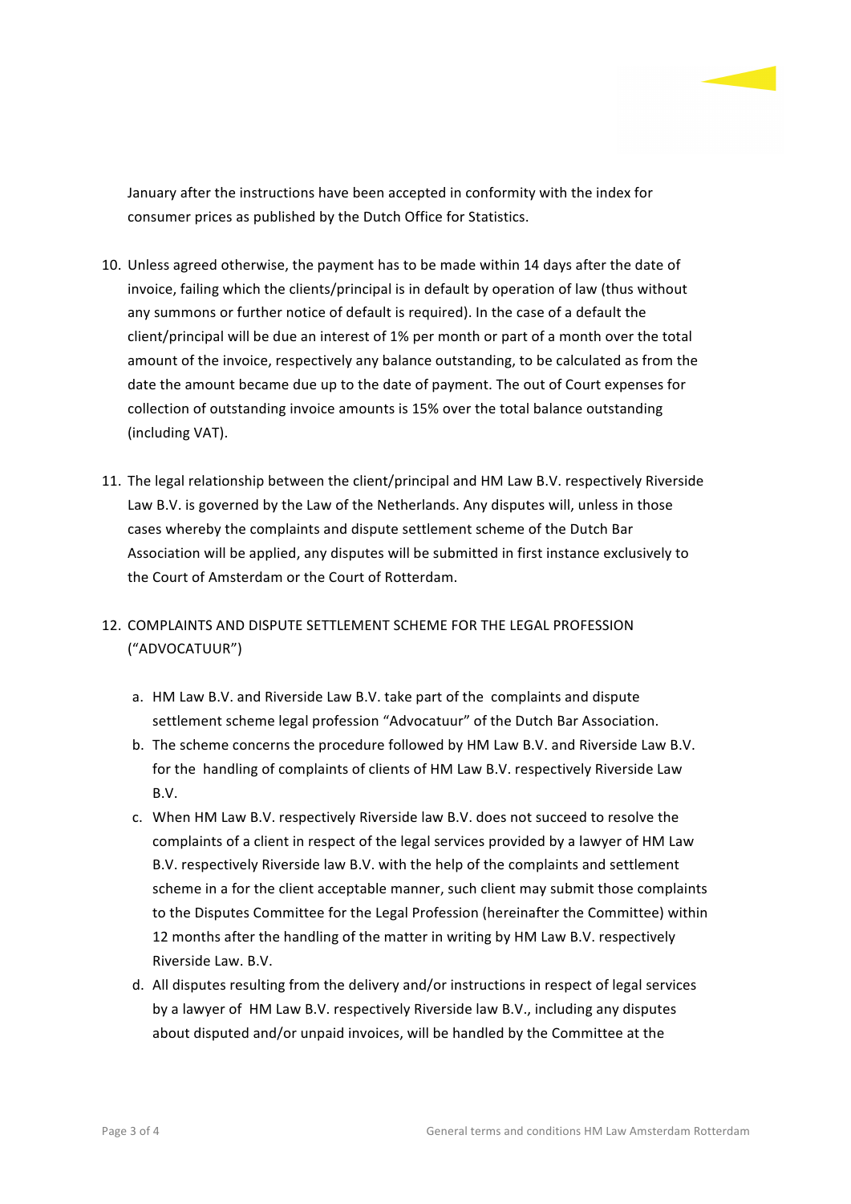January after the instructions have been accepted in conformity with the index for consumer prices as published by the Dutch Office for Statistics.

10. Unless agreed otherwise, the payment has to be made within 14 days after the date of invoice, failing which the clients/principal is in default by operation of law (thus without any summons or further notice of default is required). In the case of a default the client/principal will be due an interest of 1% per month or part of a month over the total amount of the invoice, respectively any balance outstanding, to be calculated as from the date the amount became due up to the date of payment. The out of Court expenses for collection of outstanding invoice amounts is 15% over the total balance outstanding (including VAT).

11. The legal relationship between the client/principal and HM Law B.V. respectively Riverside Law B.V. is governed by the Law of the Netherlands. Any disputes will, unless in those cases whereby the complaints and dispute settlement scheme of the Dutch Bar Association will be applied, any disputes will be submitted in first instance exclusively to the Court of Amsterdam or the Court of Rotterdam.

12. COMPLAINTS AND DISPUTE SETTLEMENT SCHEME FOR THE LEGAL PROFESSION ("ADVOCATUUR")

    a. HM Law B.V. and Riverside Law B.V. take part of the complaints and dispute settlement scheme legal profession "Advocatuur" of the Dutch Bar Association.
    b. The scheme concerns the procedure followed by HM Law B.V. and Riverside Law B.V. for the handling of complaints of clients of HM Law B.V. respectively Riverside Law B.V.
    c. When HM Law B.V. respectively Riverside law B.V. does not succeed to resolve the complaints of a client in respect of the legal services provided by a lawyer of HM Law B.V. respectively Riverside law B.V. with the help of the complaints and settlement scheme in a for the client acceptable manner, such client may submit those complaints to the Disputes Committee for the Legal Profession (hereinafter the Committee) within 12 months after the handling of the matter in writing by HM Law B.V. respectively Riverside Law. B.V.
    d. All disputes resulting from the delivery and/or instructions in respect of legal services by a lawyer of HM Law B.V. respectively Riverside law B.V., including any disputes about disputed and/or unpaid invoices, will be handled by the Committee at the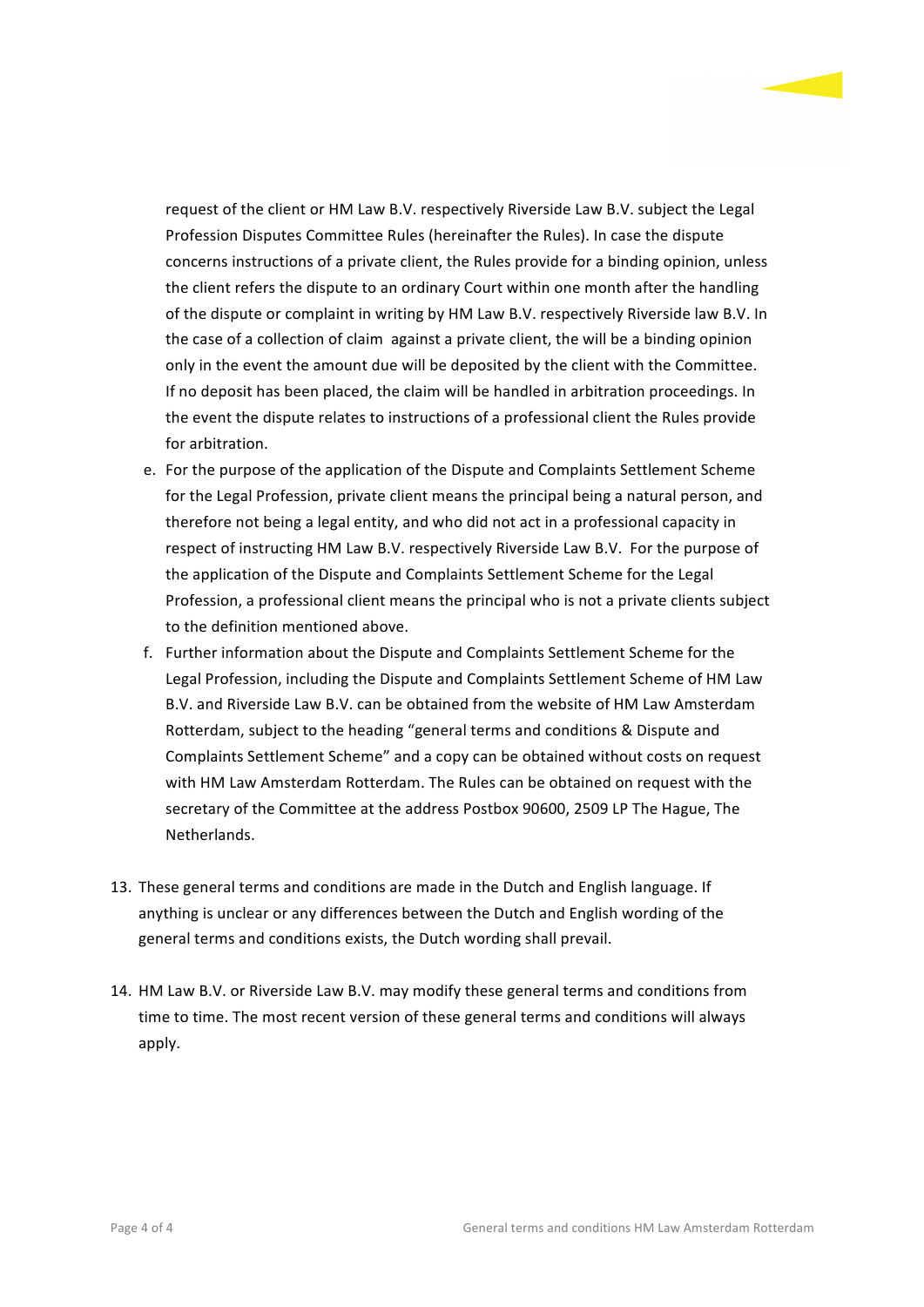request of the client or HM Law B.V. respectively Riverside Law B.V. subject the Legal Profession Disputes Committee Rules (hereinafter the Rules). In case the dispute concerns instructions of a private client, the Rules provide for a binding opinion, unless the client refers the dispute to an ordinary Court within one month after the handling of the dispute or complaint in writing by HM Law B.V. respectively Riverside law B.V. In the case of a collection of claim against a private client, the will be a binding opinion only in the event the amount due will be deposited by the client with the Committee. If no deposit has been placed, the claim will be handled in arbitration proceedings. In the event the dispute relates to instructions of a professional client the Rules provide for arbitration.

e. For the purpose of the application of the Dispute and Complaints Settlement Scheme for the Legal Profession, private client means the principal being a natural person, and therefore not being a legal entity, and who did not act in a professional capacity in respect of instructing HM Law B.V. respectively Riverside Law B.V. For the purpose of the application of the Dispute and Complaints Settlement Scheme for the Legal Profession, a professional client means the principal who is not a private clients subject to the definition mentioned above.

f. Further information about the Dispute and Complaints Settlement Scheme for the Legal Profession, including the Dispute and Complaints Settlement Scheme of HM Law B.V. and Riverside Law B.V. can be obtained from the website of HM Law Amsterdam Rotterdam, subject to the heading "general terms and conditions & Dispute and Complaints Settlement Scheme" and a copy can be obtained without costs on request with HM Law Amsterdam Rotterdam. The Rules can be obtained on request with the secretary of the Committee at the address Postbox 90600, 2509 LP The Hague, The Netherlands.

13. These general terms and conditions are made in the Dutch and English language. If anything is unclear or any differences between the Dutch and English wording of the general terms and conditions exists, the Dutch wording shall prevail.

14. HM Law B.V. or Riverside Law B.V. may modify these general terms and conditions from time to time. The most recent version of these general terms and conditions will always apply.